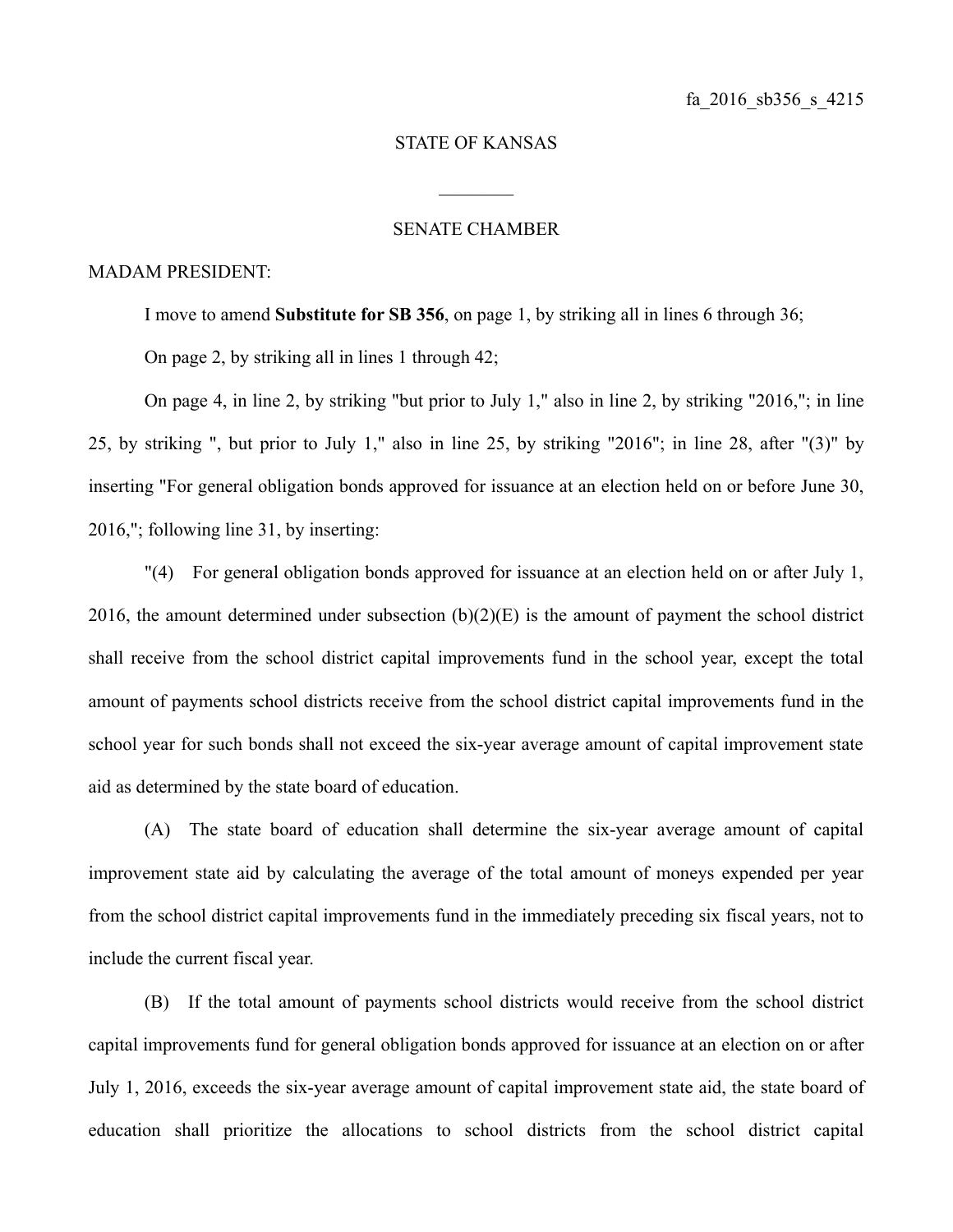fa_2016_sb356_s_4215

STATE OF KANSAS

________

SENATE CHAMBER

MADAM PRESIDENT:

I move to amend **Substitute for SB 356**, on page 1, by striking all in lines 6 through 36;

On page 2, by striking all in lines 1 through 42;

On page 4, in line 2, by striking "but prior to July 1," also in line 2, by striking "2016,"; in line 25, by striking ", but prior to July 1," also in line 25, by striking "2016"; in line 28, after "(3)" by inserting "For general obligation bonds approved for issuance at an election held on or before June 30, 2016,"; following line 31, by inserting:

"(4) For general obligation bonds approved for issuance at an election held on or after July 1, 2016, the amount determined under subsection (b)(2)(E) is the amount of payment the school district shall receive from the school district capital improvements fund in the school year, except the total amount of payments school districts receive from the school district capital improvements fund in the school year for such bonds shall not exceed the six-year average amount of capital improvement state aid as determined by the state board of education.

(A) The state board of education shall determine the six-year average amount of capital improvement state aid by calculating the average of the total amount of moneys expended per year from the school district capital improvements fund in the immediately preceding six fiscal years, not to include the current fiscal year.

(B) If the total amount of payments school districts would receive from the school district capital improvements fund for general obligation bonds approved for issuance at an election on or after July 1, 2016, exceeds the six-year average amount of capital improvement state aid, the state board of education shall prioritize the allocations to school districts from the school district capital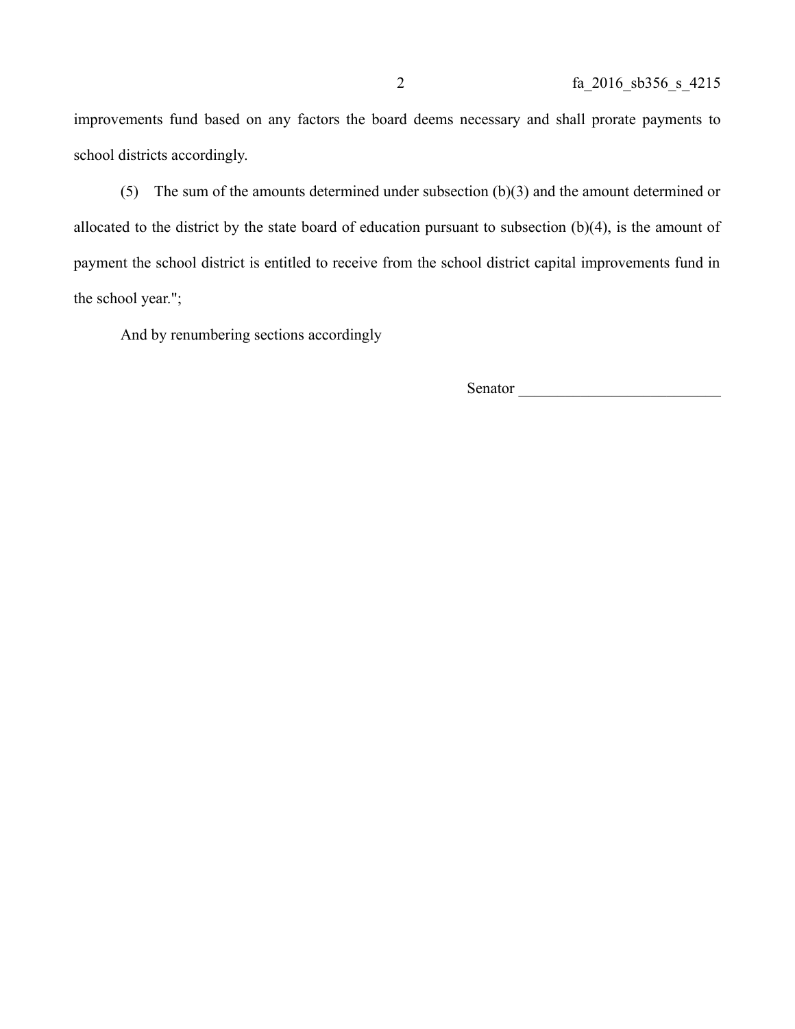improvements fund based on any factors the board deems necessary and shall prorate payments to school districts accordingly.

(5) The sum of the amounts determined under subsection (b)(3) and the amount determined or allocated to the district by the state board of education pursuant to subsection (b)(4), is the amount of payment the school district is entitled to receive from the school district capital improvements fund in the school year.";

And by renumbering sections accordingly

Senator \_\_\_\_\_\_\_\_\_\_\_\_\_\_\_\_\_\_\_\_\_\_\_\_\_\_